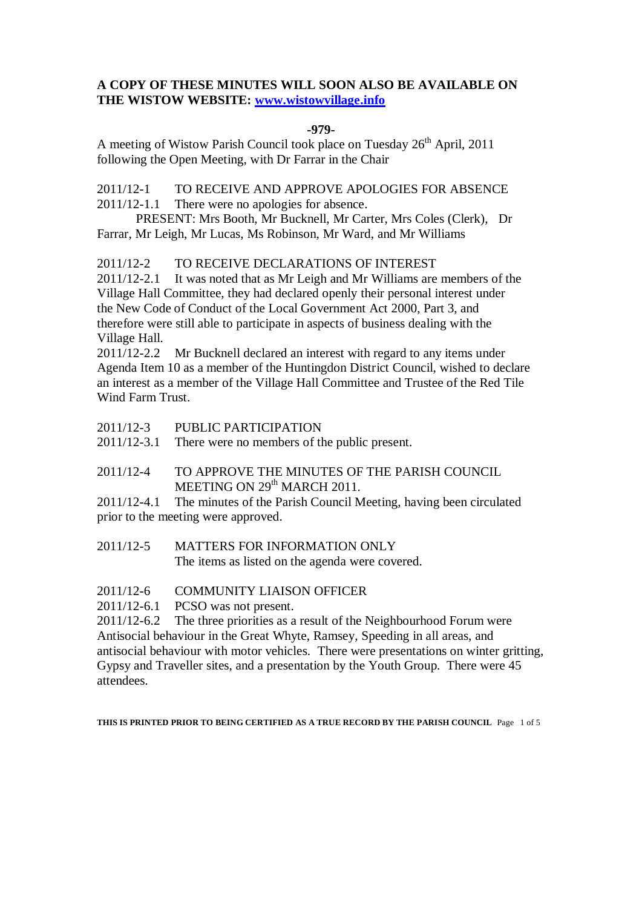**A COPY OF THESE MINUTES WILL SOON ALSO BE AVAILABLE ON THE WISTOW WEBSITE: www.wistowvillage.info**

**-979-**

A meeting of Wistow Parish Council took place on Tuesday 26th April, 2011 following the Open Meeting, with Dr Farrar in the Chair

2011/12-1 TO RECEIVE AND APPROVE APOLOGIES FOR ABSENCE

2011/12-1.1 There were no apologies for absence.

PRESENT: Mrs Booth, Mr Bucknell, Mr Carter, Mrs Coles (Clerk), Dr Farrar, Mr Leigh, Mr Lucas, Ms Robinson, Mr Ward, and Mr Williams

2011/12-2 TO RECEIVE DECLARATIONS OF INTEREST

2011/12-2.1 It was noted that as Mr Leigh and Mr Williams are members of the Village Hall Committee, they had declared openly their personal interest under the New Code of Conduct of the Local Government Act 2000, Part 3, and therefore were still able to participate in aspects of business dealing with the Village Hall.

2011/12-2.2 Mr Bucknell declared an interest with regard to any items under Agenda Item 10 as a member of the Huntingdon District Council, wished to declare an interest as a member of the Village Hall Committee and Trustee of the Red Tile Wind Farm Trust.

2011/12-3 PUBLIC PARTICIPATION

2011/12-3.1 There were no members of the public present.

2011/12-4 TO APPROVE THE MINUTES OF THE PARISH COUNCIL MEETING ON 29th MARCH 2011.

2011/12-4.1 The minutes of the Parish Council Meeting, having been circulated prior to the meeting were approved.

2011/12-5 MATTERS FOR INFORMATION ONLY

The items as listed on the agenda were covered.

2011/12-6 COMMUNITY LIAISON OFFICER

2011/12-6.1 PCSO was not present.

2011/12-6.2 The three priorities as a result of the Neighbourhood Forum were Antisocial behaviour in the Great Whyte, Ramsey, Speeding in all areas, and antisocial behaviour with motor vehicles. There were presentations on winter gritting, Gypsy and Traveller sites, and a presentation by the Youth Group. There were 45 attendees.

**THIS IS PRINTED PRIOR TO BEING CERTIFIED AS A TRUE RECORD BY THE PARISH COUNCIL**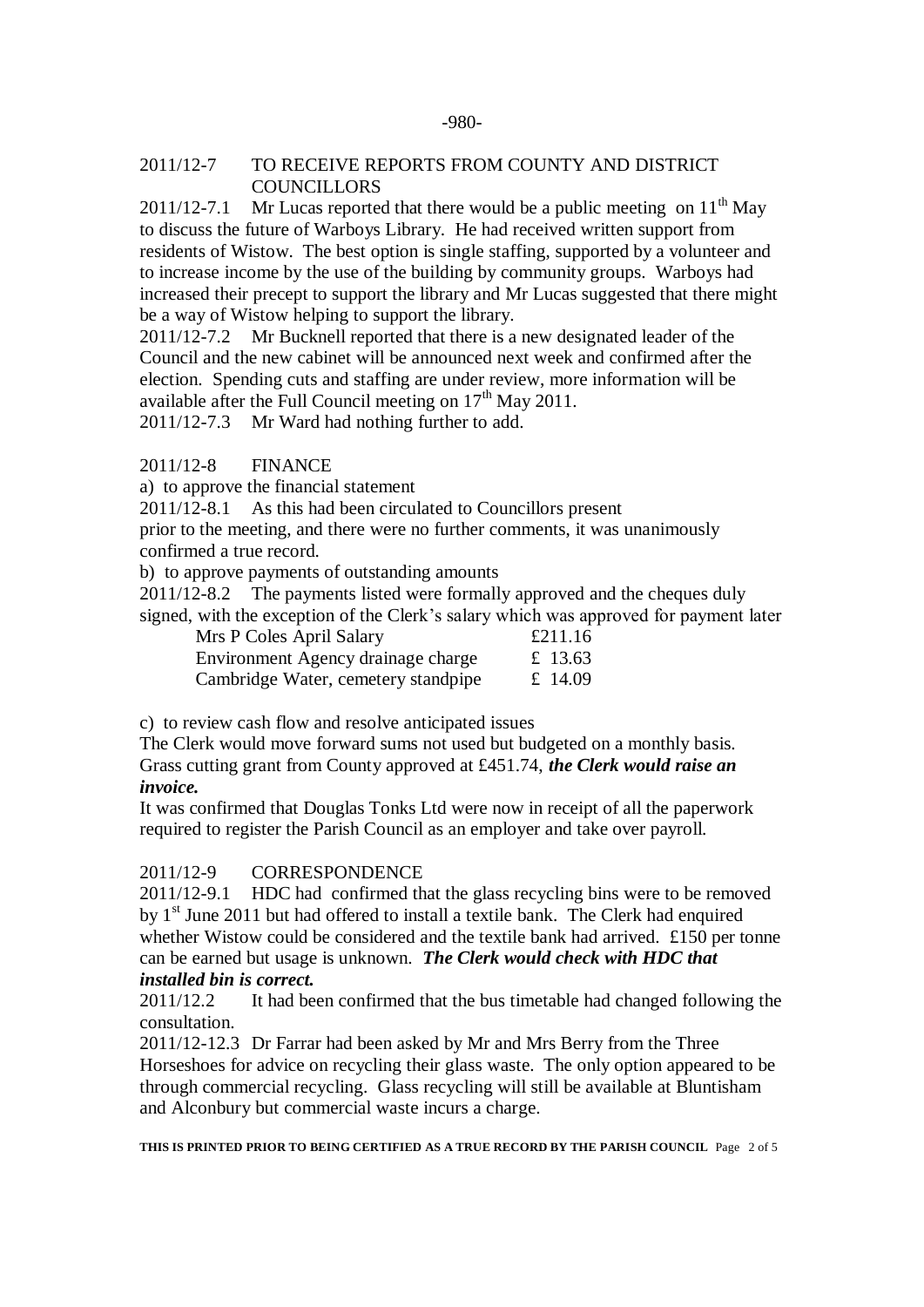## 2011/12-7 TO RECEIVE REPORTS FROM COUNTY AND DISTRICT COUNCILLORS

2011/12-7.1 Mr Lucas reported that there would be a public meeting on 11th May to discuss the future of Warboys Library. He had received written support from residents of Wistow. The best option is single staffing, supported by a volunteer and to increase income by the use of the building by community groups. Warboys had increased their precept to support the library and Mr Lucas suggested that there might be a way of Wistow helping to support the library.

2011/12-7.2 Mr Bucknell reported that there is a new designated leader of the Council and the new cabinet will be announced next week and confirmed after the election. Spending cuts and staffing are under review, more information will be available after the Full Council meeting on 17th May 2011.

2011/12-7.3 Mr Ward had nothing further to add.

## 2011/12-8 FINANCE

a) to approve the financial statement

2011/12-8.1 As this had been circulated to Councillors present prior to the meeting, and there were no further comments, it was unanimously confirmed a true record.

b) to approve payments of outstanding amounts

2011/12-8.2 The payments listed were formally approved and the cheques duly signed, with the exception of the Clerk's salary which was approved for payment later

| | |
|---|---|
| Mrs P Coles April Salary | £211.16 |
| Environment Agency drainage charge | £ 13.63 |
| Cambridge Water, cemetery standpipe | £ 14.09 |

c) to review cash flow and resolve anticipated issues

The Clerk would move forward sums not used but budgeted on a monthly basis. Grass cutting grant from County approved at £451.74, ***the Clerk would raise an invoice.***

It was confirmed that Douglas Tonks Ltd were now in receipt of all the paperwork required to register the Parish Council as an employer and take over payroll.

## 2011/12-9 CORRESPONDENCE

2011/12-9.1 HDC had confirmed that the glass recycling bins were to be removed by 1st June 2011 but had offered to install a textile bank. The Clerk had enquired whether Wistow could be considered and the textile bank had arrived. £150 per tonne can be earned but usage is unknown. ***The Clerk would check with HDC that installed bin is correct.***

2011/12.2 It had been confirmed that the bus timetable had changed following the consultation.

2011/12-12.3 Dr Farrar had been asked by Mr and Mrs Berry from the Three Horseshoes for advice on recycling their glass waste. The only option appeared to be through commercial recycling. Glass recycling will still be available at Bluntisham and Alconbury but commercial waste incurs a charge.

**THIS IS PRINTED PRIOR TO BEING CERTIFIED AS A TRUE RECORD BY THE PARISH COUNCIL**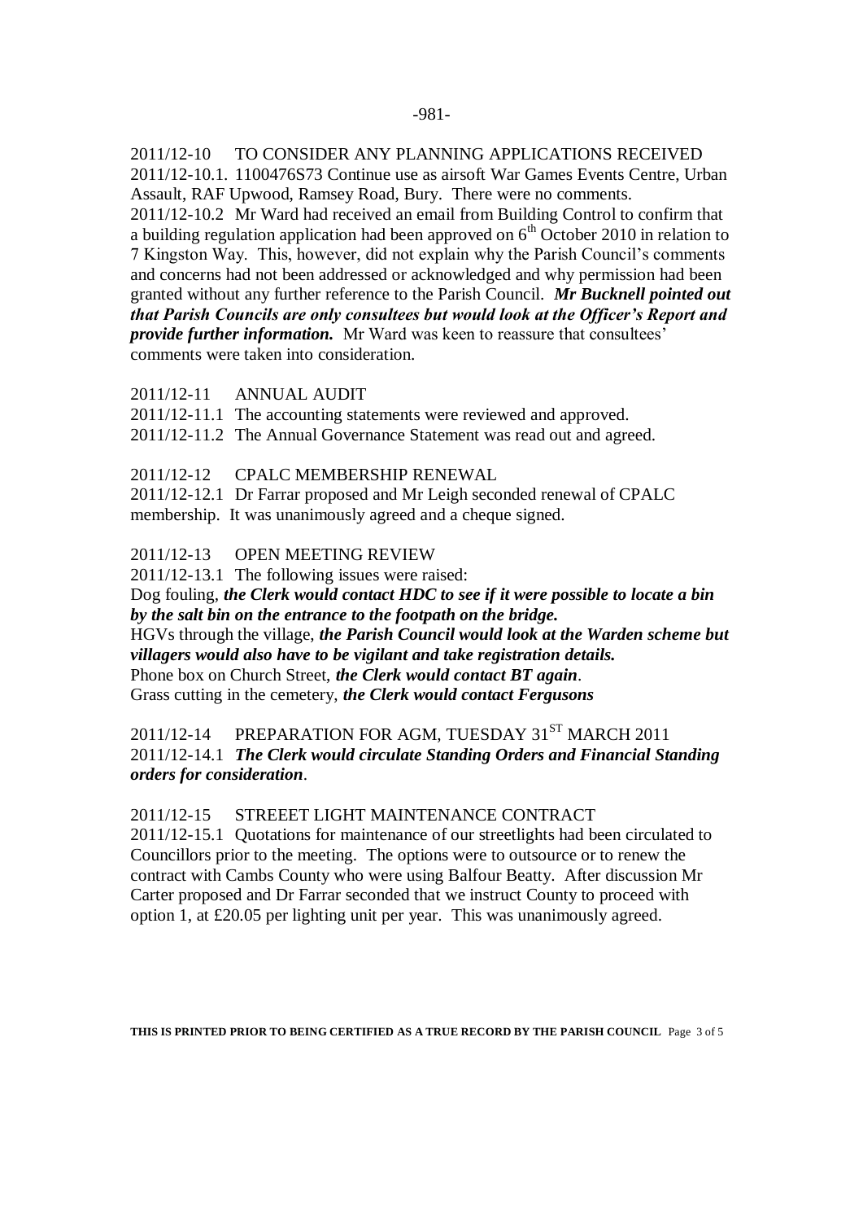2011/12-10 TO CONSIDER ANY PLANNING APPLICATIONS RECEIVED

2011/12-10.1. 1100476S73 Continue use as airsoft War Games Events Centre, Urban Assault, RAF Upwood, Ramsey Road, Bury. There were no comments.

2011/12-10.2 Mr Ward had received an email from Building Control to confirm that a building regulation application had been approved on 6th October 2010 in relation to 7 Kingston Way. This, however, did not explain why the Parish Council's comments and concerns had not been addressed or acknowledged and why permission had been granted without any further reference to the Parish Council. ***Mr Bucknell pointed out that Parish Councils are only consultees but would look at the Officer's Report and provide further information.*** Mr Ward was keen to reassure that consultees' comments were taken into consideration.

2011/12-11 ANNUAL AUDIT

2011/12-11.1 The accounting statements were reviewed and approved.

2011/12-11.2 The Annual Governance Statement was read out and agreed.

2011/12-12 CPALC MEMBERSHIP RENEWAL

2011/12-12.1 Dr Farrar proposed and Mr Leigh seconded renewal of CPALC membership. It was unanimously agreed and a cheque signed.

2011/12-13 OPEN MEETING REVIEW

2011/12-13.1 The following issues were raised:

Dog fouling, ***the Clerk would contact HDC to see if it were possible to locate a bin by the salt bin on the entrance to the footpath on the bridge.***

HGVs through the village, ***the Parish Council would look at the Warden scheme but villagers would also have to be vigilant and take registration details.***

Phone box on Church Street, ***the Clerk would contact BT again***.

Grass cutting in the cemetery, ***the Clerk would contact Fergusons***

2011/12-14 PREPARATION FOR AGM, TUESDAY 31ST MARCH 2011

2011/12-14.1 ***The Clerk would circulate Standing Orders and Financial Standing orders for consideration***.

2011/12-15 STREEET LIGHT MAINTENANCE CONTRACT

2011/12-15.1 Quotations for maintenance of our streetlights had been circulated to Councillors prior to the meeting. The options were to outsource or to renew the contract with Cambs County who were using Balfour Beatty. After discussion Mr Carter proposed and Dr Farrar seconded that we instruct County to proceed with option 1, at £20.05 per lighting unit per year. This was unanimously agreed.

**THIS IS PRINTED PRIOR TO BEING CERTIFIED AS A TRUE RECORD BY THE PARISH COUNCIL**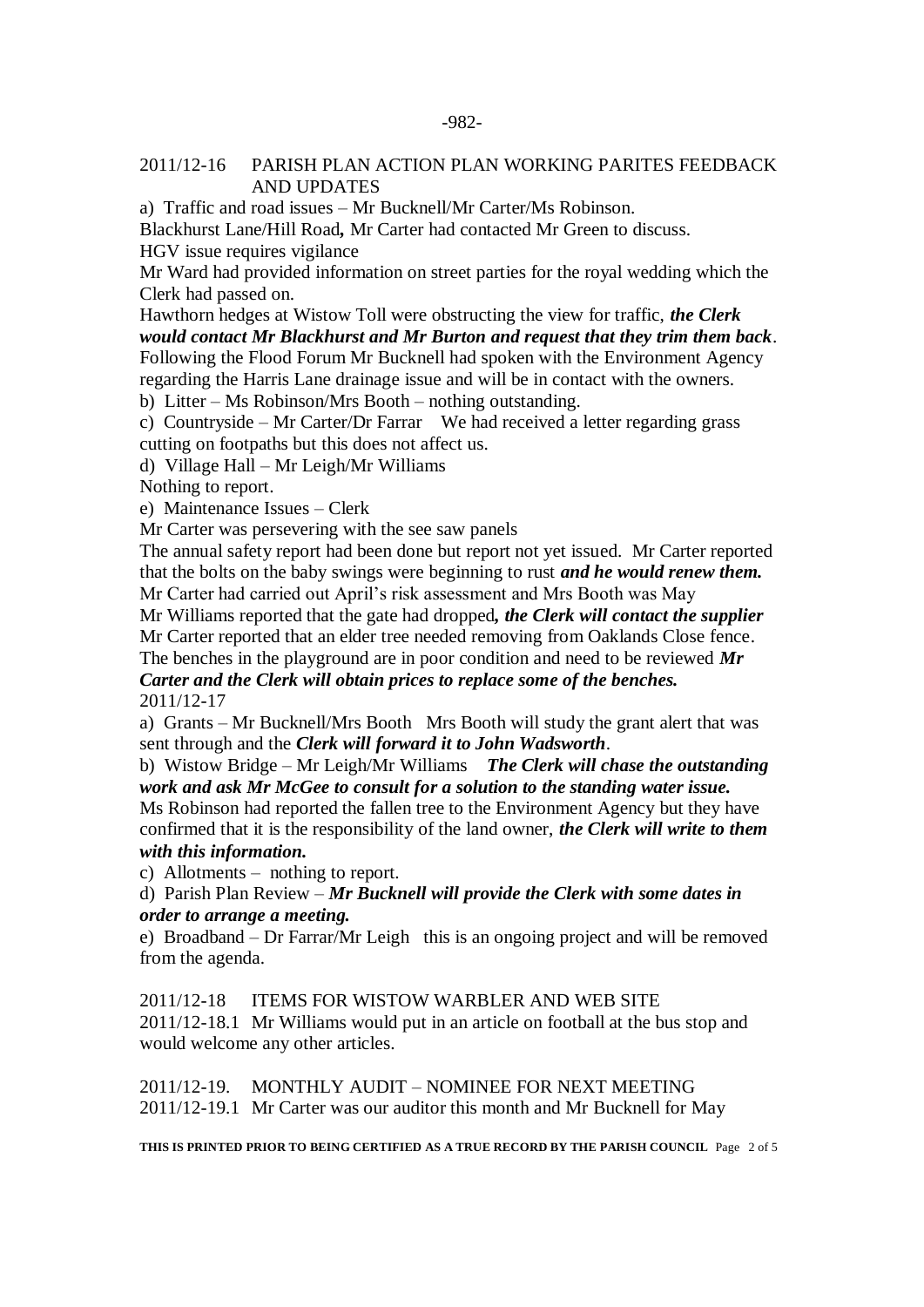2011/12-16 PARISH PLAN ACTION PLAN WORKING PARITES FEEDBACK AND UPDATES

a) Traffic and road issues – Mr Bucknell/Mr Carter/Ms Robinson.

Blackhurst Lane/Hill Road**,** Mr Carter had contacted Mr Green to discuss.

HGV issue requires vigilance

Mr Ward had provided information on street parties for the royal wedding which the Clerk had passed on.

Hawthorn hedges at Wistow Toll were obstructing the view for traffic, ***the Clerk would contact Mr Blackhurst and Mr Burton and request that they trim them back***.

Following the Flood Forum Mr Bucknell had spoken with the Environment Agency regarding the Harris Lane drainage issue and will be in contact with the owners.

b) Litter – Ms Robinson/Mrs Booth – nothing outstanding.

c) Countryside – Mr Carter/Dr Farrar We had received a letter regarding grass cutting on footpaths but this does not affect us.

d) Village Hall – Mr Leigh/Mr Williams

Nothing to report.

e) Maintenance Issues – Clerk

Mr Carter was persevering with the see saw panels

The annual safety report had been done but report not yet issued. Mr Carter reported that the bolts on the baby swings were beginning to rust ***and he would renew them.***

Mr Carter had carried out April's risk assessment and Mrs Booth was May

Mr Williams reported that the gate had dropped***, the Clerk will contact the supplier***

Mr Carter reported that an elder tree needed removing from Oaklands Close fence.

The benches in the playground are in poor condition and need to be reviewed ***Mr Carter and the Clerk will obtain prices to replace some of the benches.***

2011/12-17

a) Grants – Mr Bucknell/Mrs Booth Mrs Booth will study the grant alert that was sent through and the ***Clerk will forward it to John Wadsworth***.

b) Wistow Bridge – Mr Leigh/Mr Williams ***The Clerk will chase the outstanding work and ask Mr McGee to consult for a solution to the standing water issue.***

Ms Robinson had reported the fallen tree to the Environment Agency but they have confirmed that it is the responsibility of the land owner, ***the Clerk will write to them with this information.***

c) Allotments – nothing to report.

d) Parish Plan Review – ***Mr Bucknell will provide the Clerk with some dates in order to arrange a meeting.***

e) Broadband – Dr Farrar/Mr Leigh this is an ongoing project and will be removed from the agenda.

2011/12-18 ITEMS FOR WISTOW WARBLER AND WEB SITE

2011/12-18.1 Mr Williams would put in an article on football at the bus stop and would welcome any other articles.

2011/12-19. MONTHLY AUDIT – NOMINEE FOR NEXT MEETING

2011/12-19.1 Mr Carter was our auditor this month and Mr Bucknell for May

**THIS IS PRINTED PRIOR TO BEING CERTIFIED AS A TRUE RECORD BY THE PARISH COUNCIL**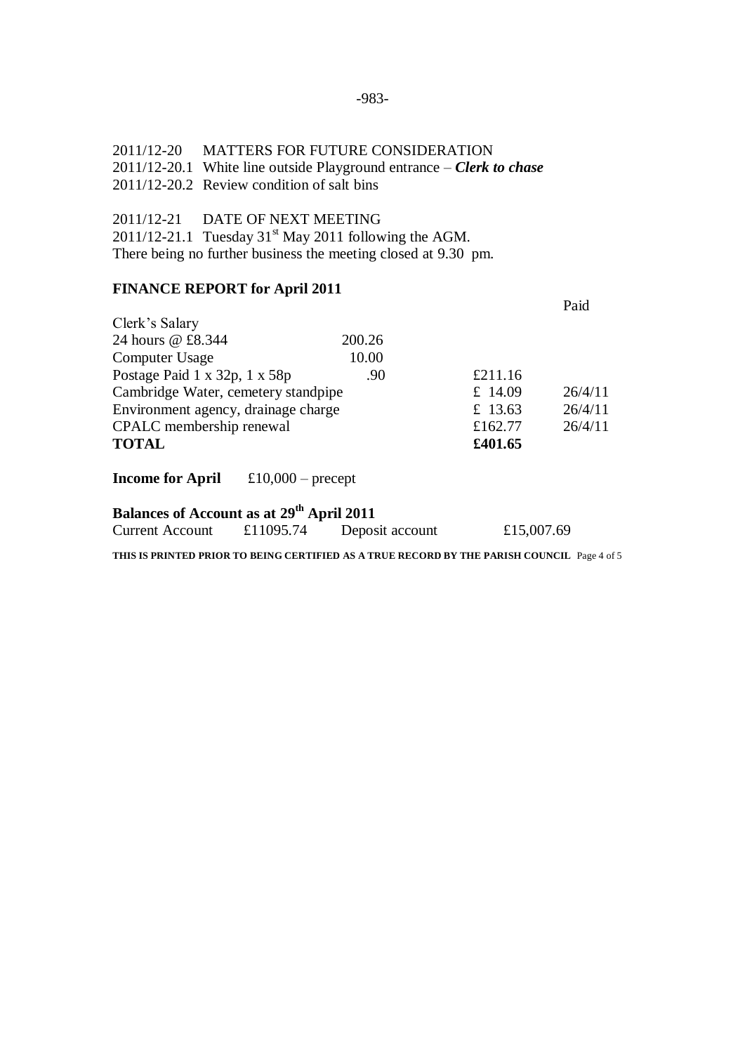2011/12-20 MATTERS FOR FUTURE CONSIDERATION
2011/12-20.1 White line outside Playground entrance – ***Clerk to chase***
2011/12-20.2 Review condition of salt bins

2011/12-21 DATE OF NEXT MEETING
2011/12-21.1 Tuesday 31st May 2011 following the AGM.
There being no further business the meeting closed at 9.30 pm.

**FINANCE REPORT for April 2011**

| | | | Paid |
|---|---|---|---|
| Clerk's Salary | | | |
| 24 hours @ £8.344 | 200.26 | | |
| Computer Usage | 10.00 | | |
| Postage Paid 1 x 32p, 1 x 58p | .90 | £211.16 | |
| Cambridge Water, cemetery standpipe | | £ 14.09 | 26/4/11 |
| Environment agency, drainage charge | | £ 13.63 | 26/4/11 |
| CPALC membership renewal | | £162.77 | 26/4/11 |
| **TOTAL** | | **£401.65** | |

**Income for April** £10,000 – precept

**Balances of Account as at 29th April 2011**

Current Account £11095.74 Deposit account £15,007.69

**THIS IS PRINTED PRIOR TO BEING CERTIFIED AS A TRUE RECORD BY THE PARISH COUNCIL**